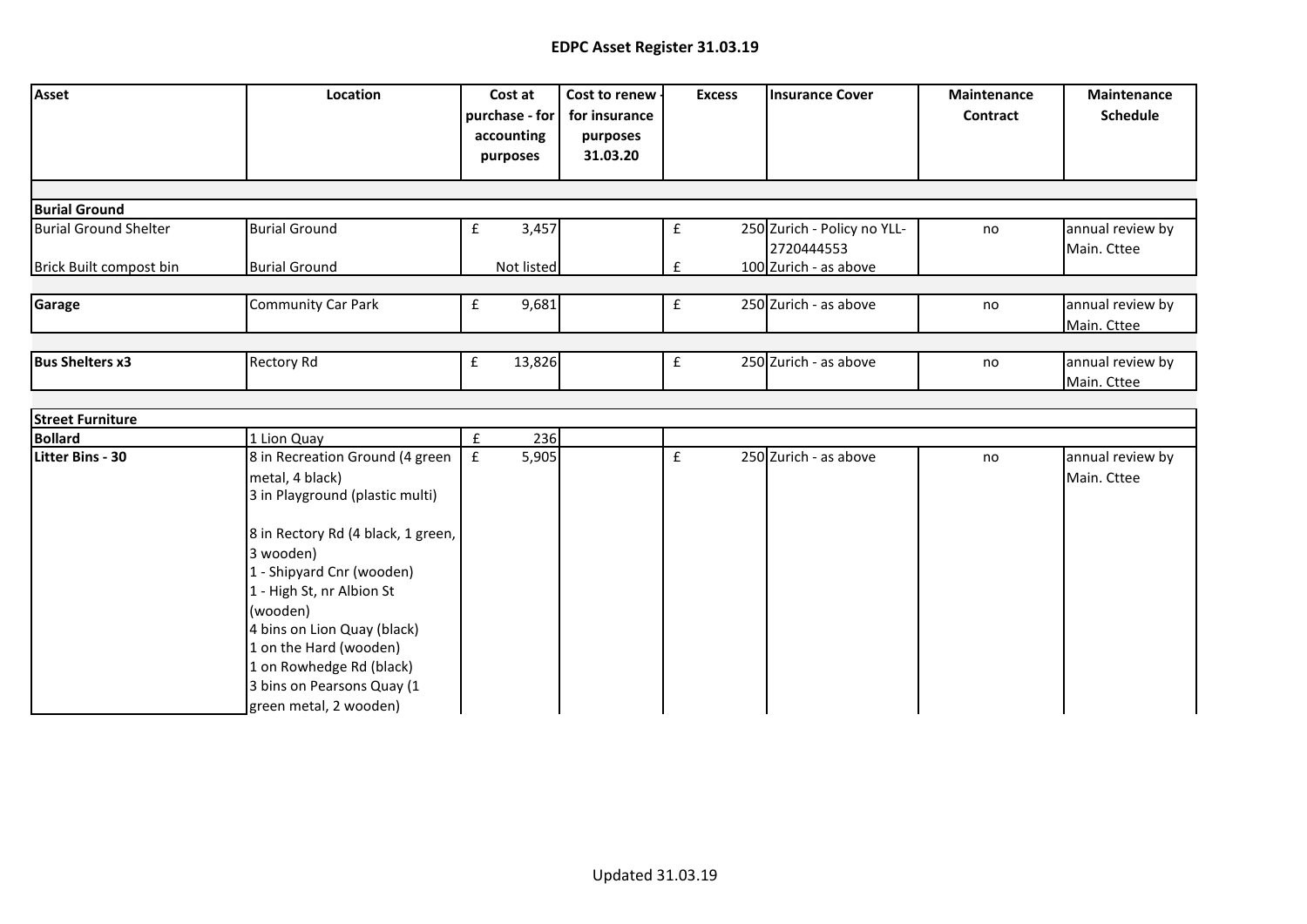# EDPC Asset Register 31.03.19

| Asset | Location | Cost at purchase - for accounting purposes | Cost to renew - for insurance purposes 31.03.20 | Excess | Insurance Cover | Maintenance Contract | Maintenance Schedule |
|---|---|---|---|---|---|---|---|
| | | | | | | | |
| **Burial Ground** | | | | | | | |
| Burial Ground Shelter | Burial Ground | £ 3,457 | | £ 250 | Zurich - Policy no YLL-2720444553 | no | annual review by Main. Cttee |
| Brick Built compost bin | Burial Ground | Not listed | | £ 100 | Zurich - as above | | |
| | | | | | | | |
| **Garage** | Community Car Park | £ 9,681 | | £ 250 | Zurich - as above | no | annual review by Main. Cttee |
| | | | | | | | |
| **Bus Shelters x3** | Rectory Rd | £ 13,826 | | £ 250 | Zurich - as above | no | annual review by Main. Cttee |
| | | | | | | | |
| **Street Furniture** | | | | | | | |
| **Bollard** | 1 Lion Quay | £ 236 | | | | | |
| **Litter Bins - 30** | 8 in Recreation Ground (4 green metal, 4 black)<br>3 in Playground (plastic multi)<br><br>8 in Rectory Rd (4 black, 1 green, 3 wooden)<br>1 - Shipyard Cnr (wooden)<br>1 - High St, nr Albion St (wooden)<br>4 bins on Lion Quay (black)<br>1 on the Hard (wooden)<br>1 on Rowhedge Rd (black)<br>3 bins on Pearsons Quay (1 green metal, 2 wooden) | £ 5,905 | | £ 250 | Zurich - as above | no | annual review by Main. Cttee |

Updated 31.03.19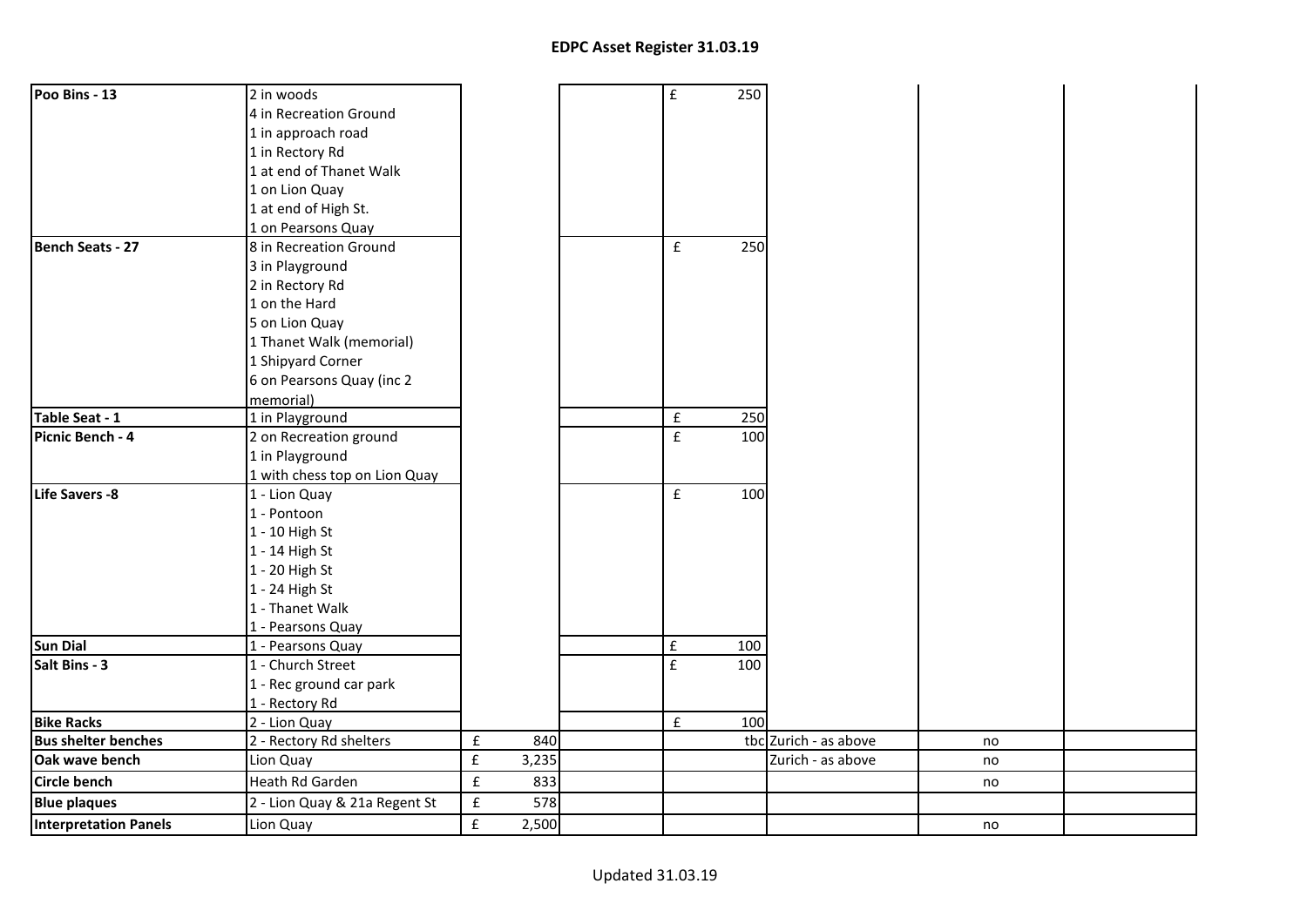## EDPC Asset Register 31.03.19

| | | | | | | | |
|---|---|---|---|---|---|---|---|
| **Poo Bins - 13** | 2 in woods<br>4 in Recreation Ground<br>1 in approach road<br>1 in Rectory Rd<br>1 at end of Thanet Walk<br>1 on Lion Quay<br>1 at end of High St.<br>1 on Pearsons Quay | | | £ 250 | | | |
| **Bench Seats - 27** | 8 in Recreation Ground<br>3 in Playground<br>2 in Rectory Rd<br>1 on the Hard<br>5 on Lion Quay<br>1 Thanet Walk (memorial)<br>1 Shipyard Corner<br>6 on Pearsons Quay (inc 2 memorial) | | | £ 250 | | | |
| **Table Seat - 1** | 1 in Playground | | | £ 250 | | | |
| **Picnic Bench - 4** | 2 on Recreation ground<br>1 in Playground<br>1 with chess top on Lion Quay | | | £ 100 | | | |
| **Life Savers -8** | 1 - Lion Quay<br>1 - Pontoon<br>1 - 10 High St<br>1 - 14 High St<br>1 - 20 High St<br>1 - 24 High St<br>1 - Thanet Walk<br>1 - Pearsons Quay | | | £ 100 | | | |
| **Sun Dial** | 1 - Pearsons Quay | | | £ 100 | | | |
| **Salt Bins - 3** | 1 - Church Street<br>1 - Rec ground car park<br>1 - Rectory Rd | | | £ 100 | | | |
| **Bike Racks** | 2 - Lion Quay | | | £ 100 | | | |
| **Bus shelter benches** | 2 - Rectory Rd shelters | £ 840 | | tbc | Zurich - as above | no | |
| **Oak wave bench** | Lion Quay | £ 3,235 | | | Zurich - as above | no | |
| **Circle bench** | Heath Rd Garden | £ 833 | | | | no | |
| **Blue plaques** | 2 - Lion Quay & 21a Regent St | £ 578 | | | | | |
| **Interpretation Panels** | Lion Quay | £ 2,500 | | | | no | |

Updated 31.03.19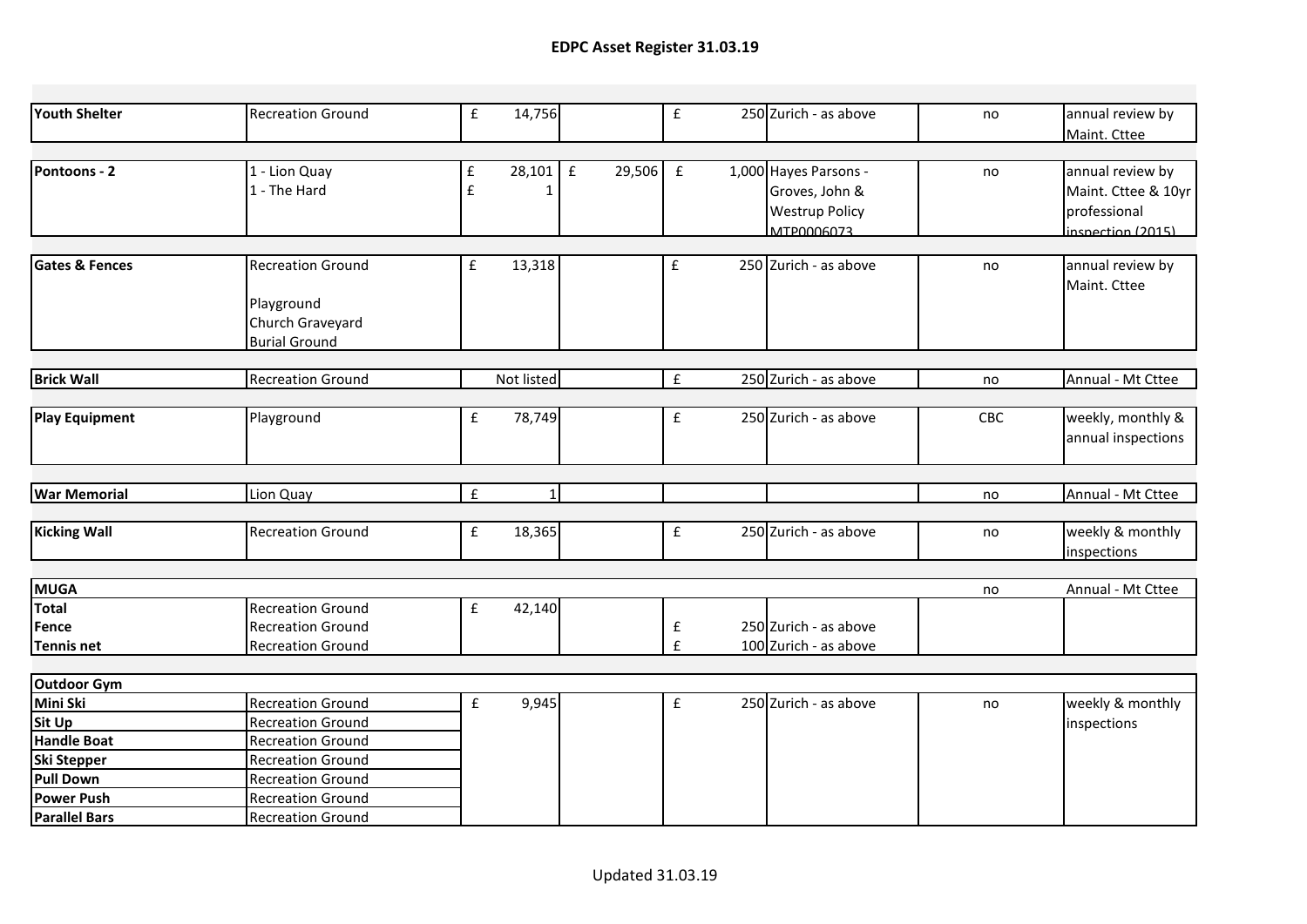# EDPC Asset Register 31.03.19

| | | | | | | | |
|---|---|---|---|---|---|---|---|
| **Youth Shelter** | Recreation Ground | £ 14,756 | | £ 250 | Zurich - as above | no | annual review by Maint. Cttee |
| **Pontoons - 2** | 1 - Lion Quay<br>1 - The Hard | £ 28,101<br>£ 1 | £ 29,506 | £ 1,000 | Hayes Parsons - Groves, John & Westrup Policy MTP0006073 | no | annual review by Maint. Cttee & 10yr professional inspection (2015) |
| **Gates & Fences** | Recreation Ground<br><br>Playground<br>Church Graveyard<br>Burial Ground | £ 13,318 | | £ 250 | Zurich - as above | no | annual review by Maint. Cttee |
| **Brick Wall** | Recreation Ground | Not listed | | £ 250 | Zurich - as above | no | Annual - Mt Cttee |
| **Play Equipment** | Playground | £ 78,749 | | £ 250 | Zurich - as above | CBC | weekly, monthly & annual inspections |
| **War Memorial** | Lion Quay | £ 1 | | | | no | Annual - Mt Cttee |
| **Kicking Wall** | Recreation Ground | £ 18,365 | | £ 250 | Zurich - as above | no | weekly & monthly inspections |
| **MUGA** | | | | | | no | Annual - Mt Cttee |
| **Total** | Recreation Ground | £ 42,140 | | | | | |
| **Fence** | Recreation Ground | | | £ 250 | Zurich - as above | | |
| **Tennis net** | Recreation Ground | | | £ 100 | Zurich - as above | | |
| **Outdoor Gym** | | | | | | | |
| **Mini Ski** | Recreation Ground | £ 9,945 | | £ 250 | Zurich - as above | no | weekly & monthly inspections |
| **Sit Up** | Recreation Ground | | | | | | |
| **Handle Boat** | Recreation Ground | | | | | | |
| **Ski Stepper** | Recreation Ground | | | | | | |
| **Pull Down** | Recreation Ground | | | | | | |
| **Power Push** | Recreation Ground | | | | | | |
| **Parallel Bars** | Recreation Ground | | | | | | |

Updated 31.03.19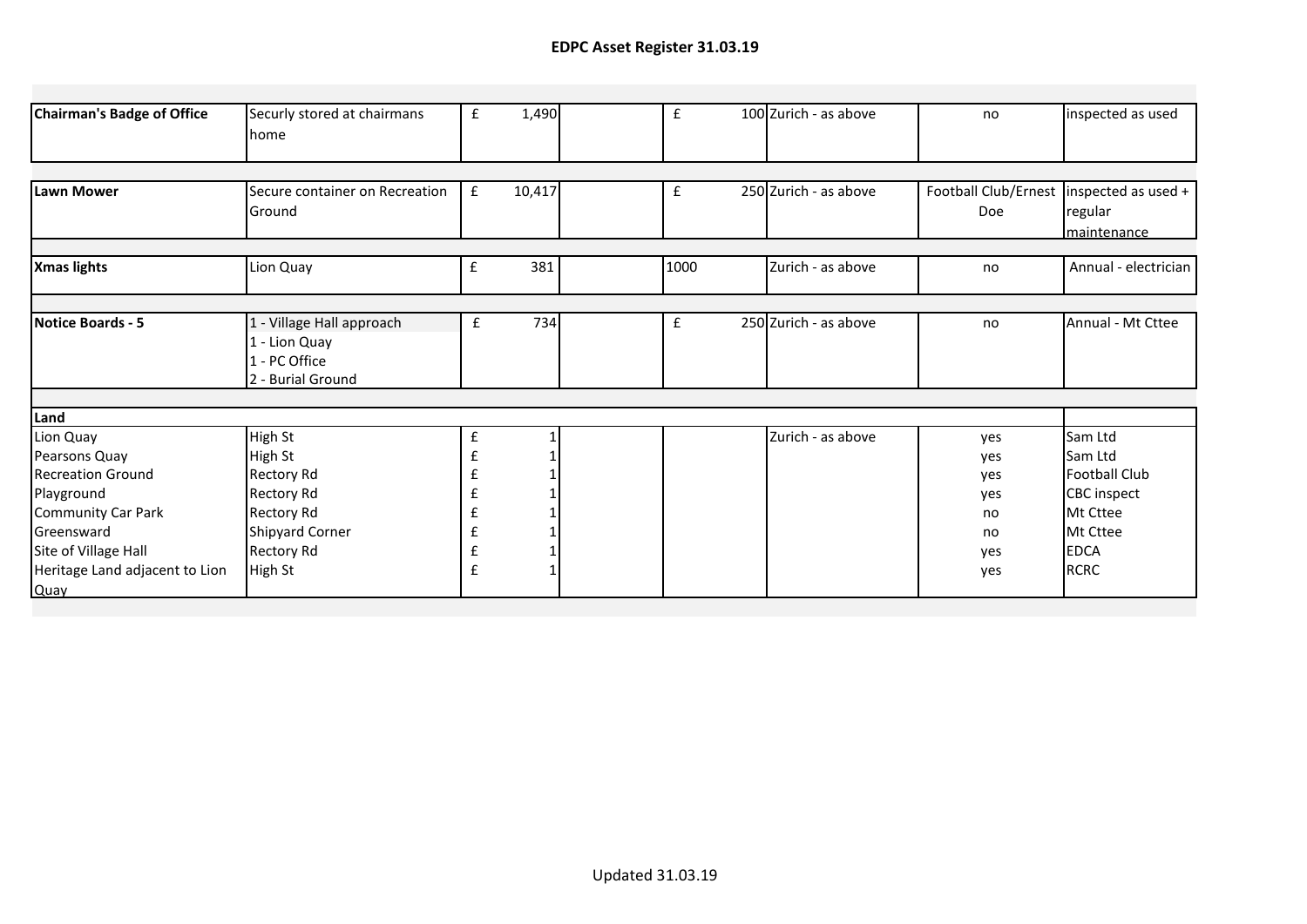# EDPC Asset Register 31.03.19

| | | | | | | | |
|---|---|---|---|---|---|---|---|
| **Chairman's Badge of Office** | Securly stored at chairmans home | £ 1,490 | | £ 100 | Zurich - as above | no | inspected as used |
| **Lawn Mower** | Secure container on Recreation Ground | £ 10,417 | | £ 250 | Zurich - as above | Football Club/Ernest Doe | inspected as used + regular maintenance |
| **Xmas lights** | Lion Quay | £ 381 | | 1000 | Zurich - as above | no | Annual - electrician |
| **Notice Boards - 5** | 1 - Village Hall approach<br>1 - Lion Quay<br>1 - PC Office<br>2 - Burial Ground | £ 734 | | £ 250 | Zurich - as above | no | Annual - Mt Cttee |
| **Land** | | | | | | | |
| Lion Quay | High St | £ 1 | | | Zurich - as above | yes | Sam Ltd |
| Pearsons Quay | High St | £ 1 | | | | yes | Sam Ltd |
| Recreation Ground | Rectory Rd | £ 1 | | | | yes | Football Club |
| Playground | Rectory Rd | £ 1 | | | | yes | CBC inspect |
| Community Car Park | Rectory Rd | £ 1 | | | | no | Mt Cttee |
| Greensward | Shipyard Corner | £ 1 | | | | no | Mt Cttee |
| Site of Village Hall | Rectory Rd | £ 1 | | | | yes | EDCA |
| Heritage Land adjacent to Lion Quay | High St | £ 1 | | | | yes | RCRC |

Updated 31.03.19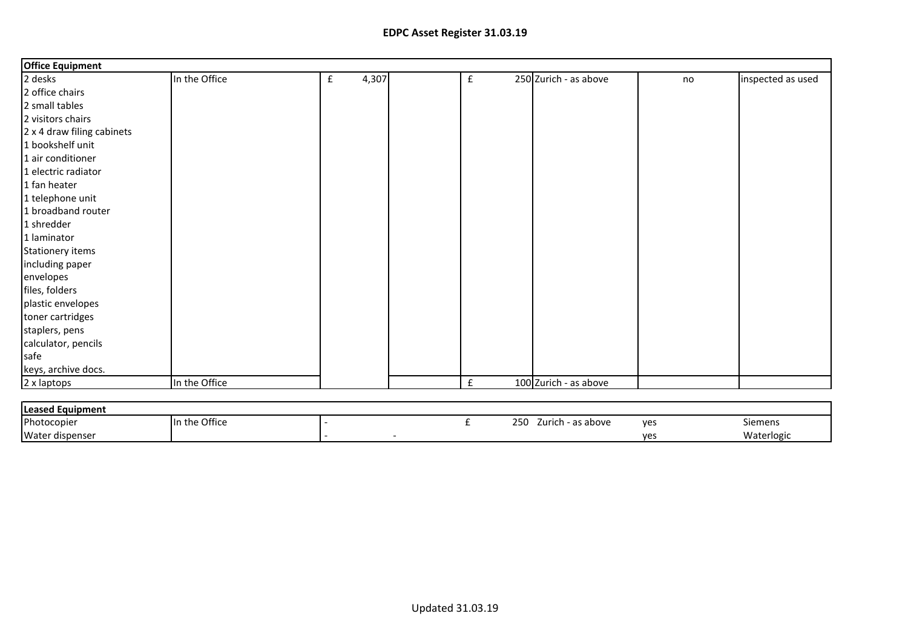## EDPC Asset Register 31.03.19

| Office Equipment | | | | | | | |
|---|---|---|---|---|---|---|---|
| 2 desks | In the Office | £ 4,307 | | £ 250 | Zurich - as above | no | inspected as used |
| 2 office chairs | | | | | | | |
| 2 small tables | | | | | | | |
| 2 visitors chairs | | | | | | | |
| 2 x 4 draw filing cabinets | | | | | | | |
| 1 bookshelf unit | | | | | | | |
| 1 air conditioner | | | | | | | |
| 1 electric radiator | | | | | | | |
| 1 fan heater | | | | | | | |
| 1 telephone unit | | | | | | | |
| 1 broadband router | | | | | | | |
| 1 shredder | | | | | | | |
| 1 laminator | | | | | | | |
| Stationery items | | | | | | | |
| including paper | | | | | | | |
| envelopes | | | | | | | |
| files, folders | | | | | | | |
| plastic envelopes | | | | | | | |
| toner cartridges | | | | | | | |
| staplers, pens | | | | | | | |
| calculator, pencils | | | | | | | |
| safe | | | | | | | |
| keys, archive docs. | | | | | | | |
| 2 x laptops | In the Office | | | £ 100 | Zurich - as above | | |

| Leased Equipment | | | | | | | |
|---|---|---|---|---|---|---|---|
| Photocopier | In the Office | - | | £ 250 | Zurich - as above | yes | Siemens |
| Water dispenser | | - | - | | | yes | Waterlogic |

Updated 31.03.19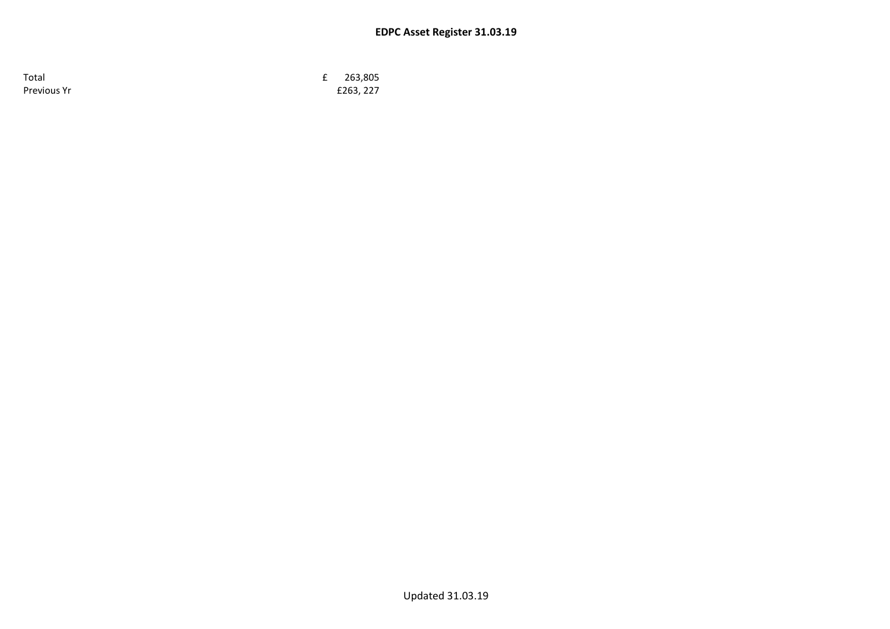**EDPC Asset Register 31.03.19**

| | |
|---|---|
| Total | £ 263,805 |
| Previous Yr | £263, 227 |

Updated 31.03.19